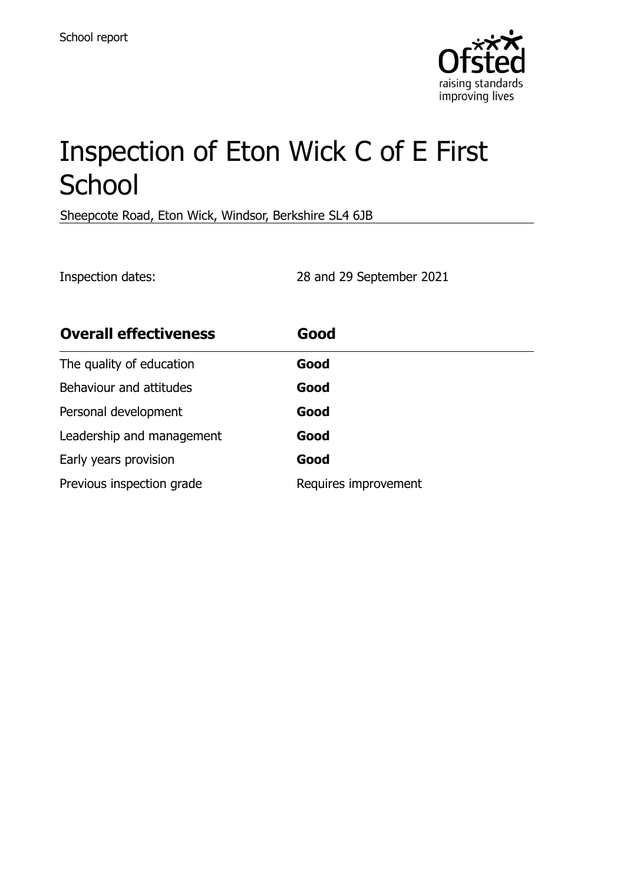School report

# Inspection of Eton Wick C of E First School

Sheepcote Road, Eton Wick, Windsor, Berkshire SL4 6JB

Inspection dates: 28 and 29 September 2021

| **Overall effectiveness** | **Good** |
|---|---|
| The quality of education | **Good** |
| Behaviour and attitudes | **Good** |
| Personal development | **Good** |
| Leadership and management | **Good** |
| Early years provision | **Good** |
| Previous inspection grade | Requires improvement |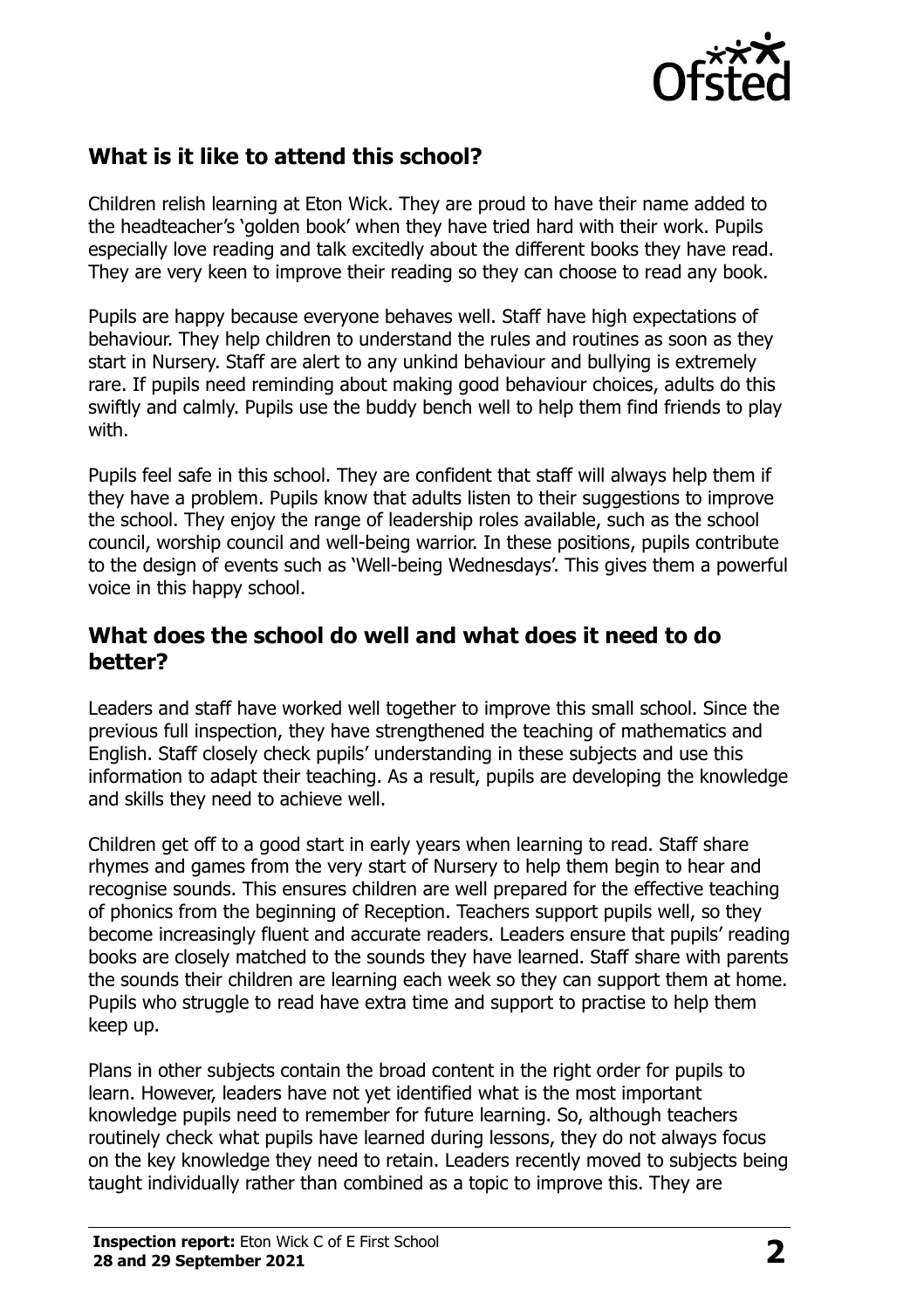## What is it like to attend this school?

Children relish learning at Eton Wick. They are proud to have their name added to the headteacher's 'golden book' when they have tried hard with their work. Pupils especially love reading and talk excitedly about the different books they have read. They are very keen to improve their reading so they can choose to read any book.

Pupils are happy because everyone behaves well. Staff have high expectations of behaviour. They help children to understand the rules and routines as soon as they start in Nursery. Staff are alert to any unkind behaviour and bullying is extremely rare. If pupils need reminding about making good behaviour choices, adults do this swiftly and calmly. Pupils use the buddy bench well to help them find friends to play with.

Pupils feel safe in this school. They are confident that staff will always help them if they have a problem. Pupils know that adults listen to their suggestions to improve the school. They enjoy the range of leadership roles available, such as the school council, worship council and well-being warrior. In these positions, pupils contribute to the design of events such as 'Well-being Wednesdays'. This gives them a powerful voice in this happy school.

## What does the school do well and what does it need to do better?

Leaders and staff have worked well together to improve this small school. Since the previous full inspection, they have strengthened the teaching of mathematics and English. Staff closely check pupils' understanding in these subjects and use this information to adapt their teaching. As a result, pupils are developing the knowledge and skills they need to achieve well.

Children get off to a good start in early years when learning to read. Staff share rhymes and games from the very start of Nursery to help them begin to hear and recognise sounds. This ensures children are well prepared for the effective teaching of phonics from the beginning of Reception. Teachers support pupils well, so they become increasingly fluent and accurate readers. Leaders ensure that pupils' reading books are closely matched to the sounds they have learned. Staff share with parents the sounds their children are learning each week so they can support them at home. Pupils who struggle to read have extra time and support to practise to help them keep up.

Plans in other subjects contain the broad content in the right order for pupils to learn. However, leaders have not yet identified what is the most important knowledge pupils need to remember for future learning. So, although teachers routinely check what pupils have learned during lessons, they do not always focus on the key knowledge they need to retain. Leaders recently moved to subjects being taught individually rather than combined as a topic to improve this. They are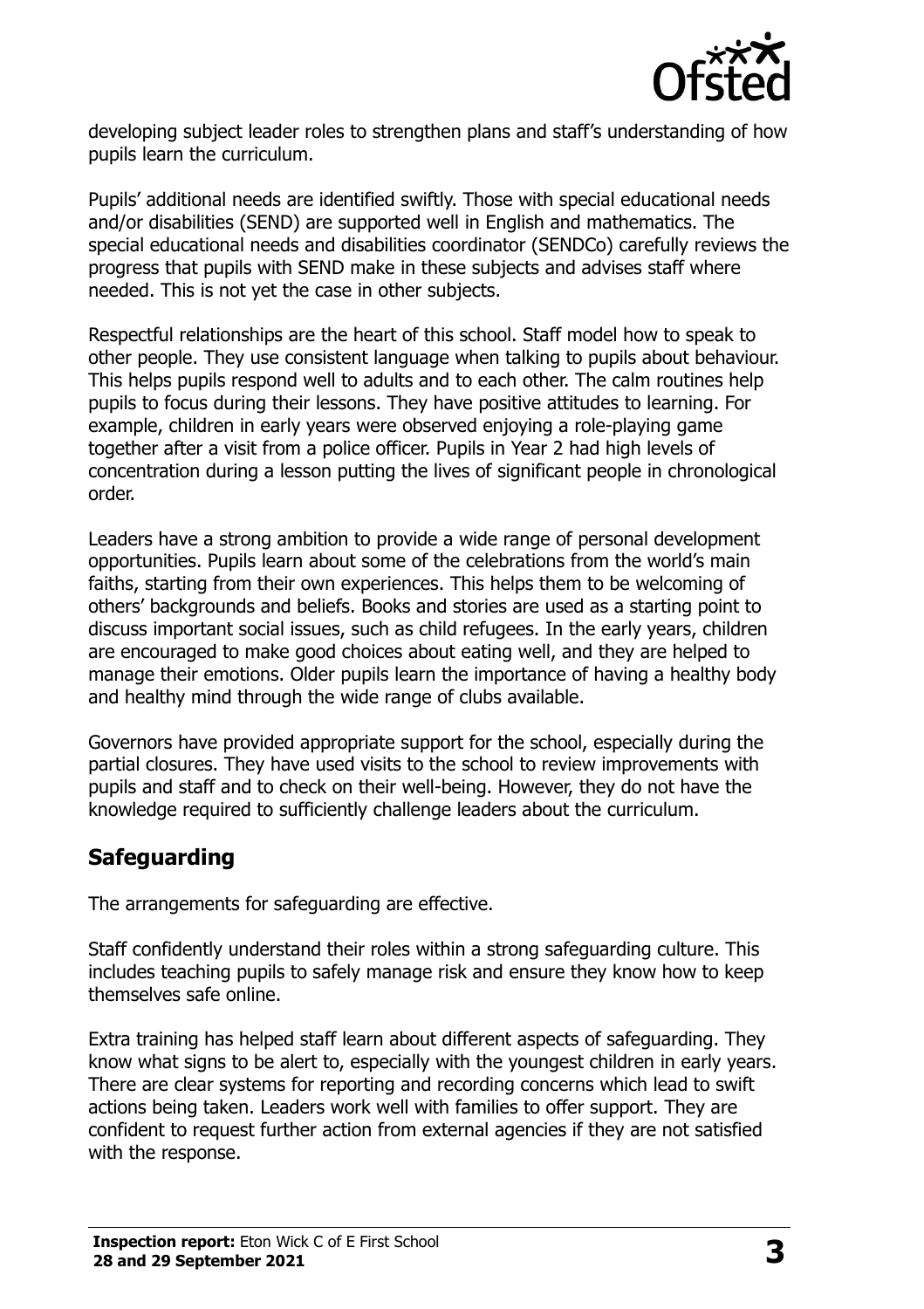developing subject leader roles to strengthen plans and staff's understanding of how pupils learn the curriculum.

Pupils' additional needs are identified swiftly. Those with special educational needs and/or disabilities (SEND) are supported well in English and mathematics. The special educational needs and disabilities coordinator (SENDCo) carefully reviews the progress that pupils with SEND make in these subjects and advises staff where needed. This is not yet the case in other subjects.

Respectful relationships are the heart of this school. Staff model how to speak to other people. They use consistent language when talking to pupils about behaviour. This helps pupils respond well to adults and to each other. The calm routines help pupils to focus during their lessons. They have positive attitudes to learning. For example, children in early years were observed enjoying a role-playing game together after a visit from a police officer. Pupils in Year 2 had high levels of concentration during a lesson putting the lives of significant people in chronological order.

Leaders have a strong ambition to provide a wide range of personal development opportunities. Pupils learn about some of the celebrations from the world's main faiths, starting from their own experiences. This helps them to be welcoming of others' backgrounds and beliefs. Books and stories are used as a starting point to discuss important social issues, such as child refugees. In the early years, children are encouraged to make good choices about eating well, and they are helped to manage their emotions. Older pupils learn the importance of having a healthy body and healthy mind through the wide range of clubs available.

Governors have provided appropriate support for the school, especially during the partial closures. They have used visits to the school to review improvements with pupils and staff and to check on their well-being. However, they do not have the knowledge required to sufficiently challenge leaders about the curriculum.

## Safeguarding

The arrangements for safeguarding are effective.

Staff confidently understand their roles within a strong safeguarding culture. This includes teaching pupils to safely manage risk and ensure they know how to keep themselves safe online.

Extra training has helped staff learn about different aspects of safeguarding. They know what signs to be alert to, especially with the youngest children in early years. There are clear systems for reporting and recording concerns which lead to swift actions being taken. Leaders work well with families to offer support. They are confident to request further action from external agencies if they are not satisfied with the response.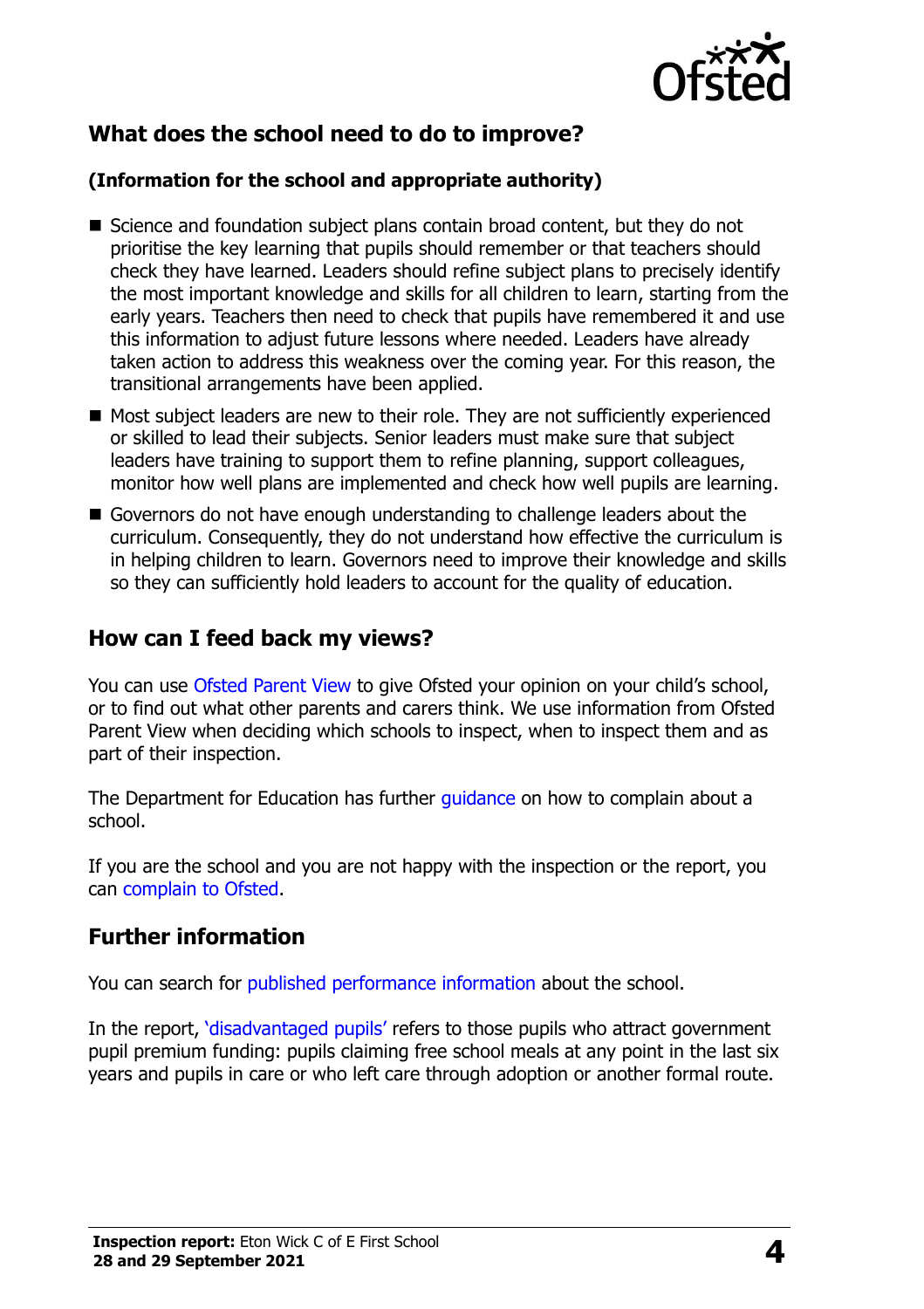## What does the school need to do to improve?

### (Information for the school and appropriate authority)

- Science and foundation subject plans contain broad content, but they do not prioritise the key learning that pupils should remember or that teachers should check they have learned. Leaders should refine subject plans to precisely identify the most important knowledge and skills for all children to learn, starting from the early years. Teachers then need to check that pupils have remembered it and use this information to adjust future lessons where needed. Leaders have already taken action to address this weakness over the coming year. For this reason, the transitional arrangements have been applied.
- Most subject leaders are new to their role. They are not sufficiently experienced or skilled to lead their subjects. Senior leaders must make sure that subject leaders have training to support them to refine planning, support colleagues, monitor how well plans are implemented and check how well pupils are learning.
- Governors do not have enough understanding to challenge leaders about the curriculum. Consequently, they do not understand how effective the curriculum is in helping children to learn. Governors need to improve their knowledge and skills so they can sufficiently hold leaders to account for the quality of education.

## How can I feed back my views?

You can use Ofsted Parent View to give Ofsted your opinion on your child's school, or to find out what other parents and carers think. We use information from Ofsted Parent View when deciding which schools to inspect, when to inspect them and as part of their inspection.

The Department for Education has further guidance on how to complain about a school.

If you are the school and you are not happy with the inspection or the report, you can complain to Ofsted.

## Further information

You can search for published performance information about the school.

In the report, 'disadvantaged pupils' refers to those pupils who attract government pupil premium funding: pupils claiming free school meals at any point in the last six years and pupils in care or who left care through adoption or another formal route.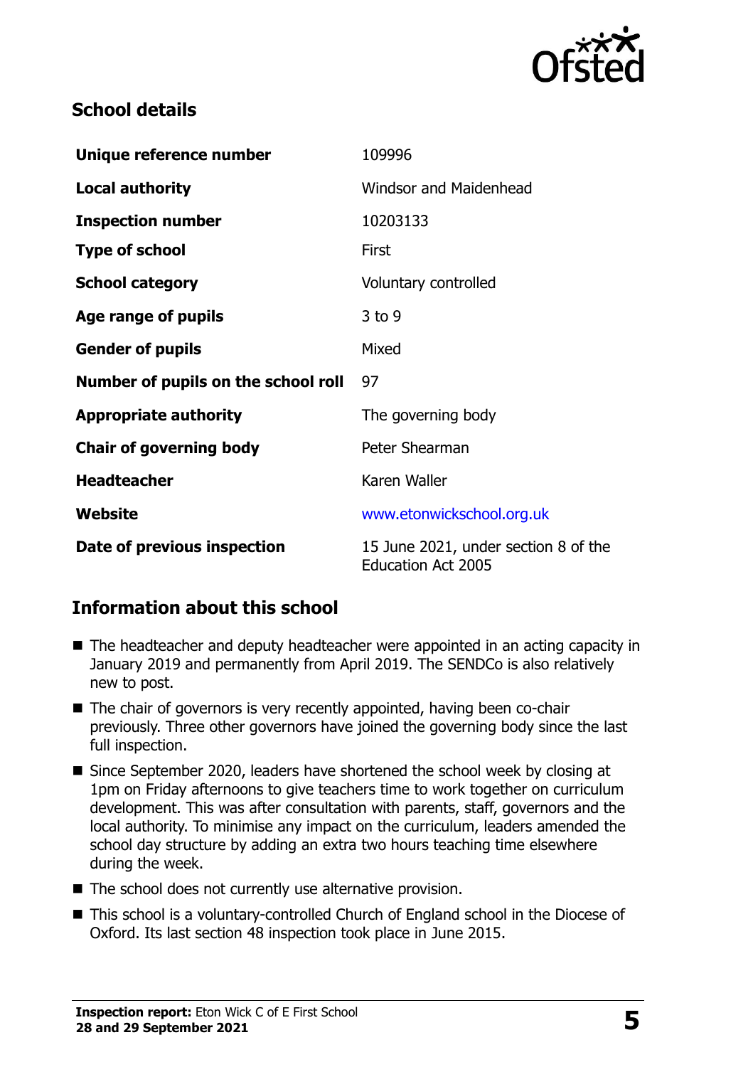## School details

| | |
|---|---|
| **Unique reference number** | 109996 |
| **Local authority** | Windsor and Maidenhead |
| **Inspection number** | 10203133 |
| **Type of school** | First |
| **School category** | Voluntary controlled |
| **Age range of pupils** | 3 to 9 |
| **Gender of pupils** | Mixed |
| **Number of pupils on the school roll** | 97 |
| **Appropriate authority** | The governing body |
| **Chair of governing body** | Peter Shearman |
| **Headteacher** | Karen Waller |
| **Website** | www.etonwickschool.org.uk |
| **Date of previous inspection** | 15 June 2021, under section 8 of the Education Act 2005 |

## Information about this school

- The headteacher and deputy headteacher were appointed in an acting capacity in January 2019 and permanently from April 2019. The SENDCo is also relatively new to post.
- The chair of governors is very recently appointed, having been co-chair previously. Three other governors have joined the governing body since the last full inspection.
- Since September 2020, leaders have shortened the school week by closing at 1pm on Friday afternoons to give teachers time to work together on curriculum development. This was after consultation with parents, staff, governors and the local authority. To minimise any impact on the curriculum, leaders amended the school day structure by adding an extra two hours teaching time elsewhere during the week.
- The school does not currently use alternative provision.
- This school is a voluntary-controlled Church of England school in the Diocese of Oxford. Its last section 48 inspection took place in June 2015.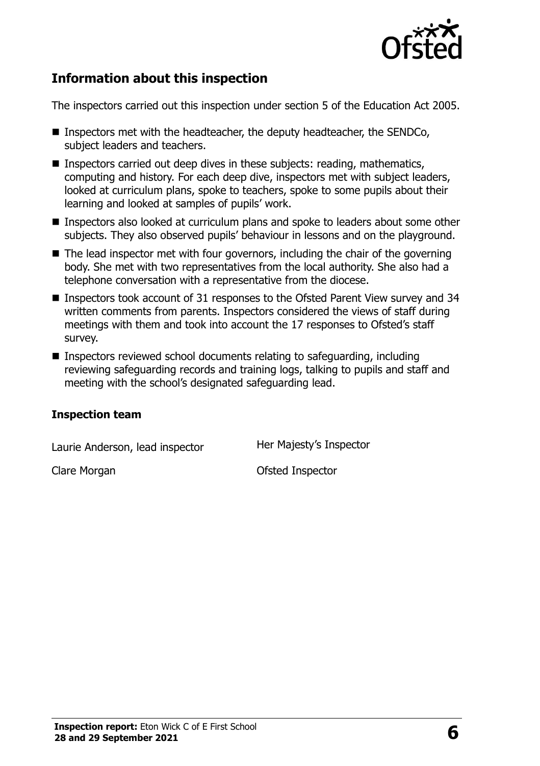## Information about this inspection

The inspectors carried out this inspection under section 5 of the Education Act 2005.

- Inspectors met with the headteacher, the deputy headteacher, the SENDCo, subject leaders and teachers.
- Inspectors carried out deep dives in these subjects: reading, mathematics, computing and history. For each deep dive, inspectors met with subject leaders, looked at curriculum plans, spoke to teachers, spoke to some pupils about their learning and looked at samples of pupils' work.
- Inspectors also looked at curriculum plans and spoke to leaders about some other subjects. They also observed pupils' behaviour in lessons and on the playground.
- The lead inspector met with four governors, including the chair of the governing body. She met with two representatives from the local authority. She also had a telephone conversation with a representative from the diocese.
- Inspectors took account of 31 responses to the Ofsted Parent View survey and 34 written comments from parents. Inspectors considered the views of staff during meetings with them and took into account the 17 responses to Ofsted's staff survey.
- Inspectors reviewed school documents relating to safeguarding, including reviewing safeguarding records and training logs, talking to pupils and staff and meeting with the school's designated safeguarding lead.

### Inspection team

| | |
|---|---|
| Laurie Anderson, lead inspector | Her Majesty's Inspector |
| Clare Morgan | Ofsted Inspector |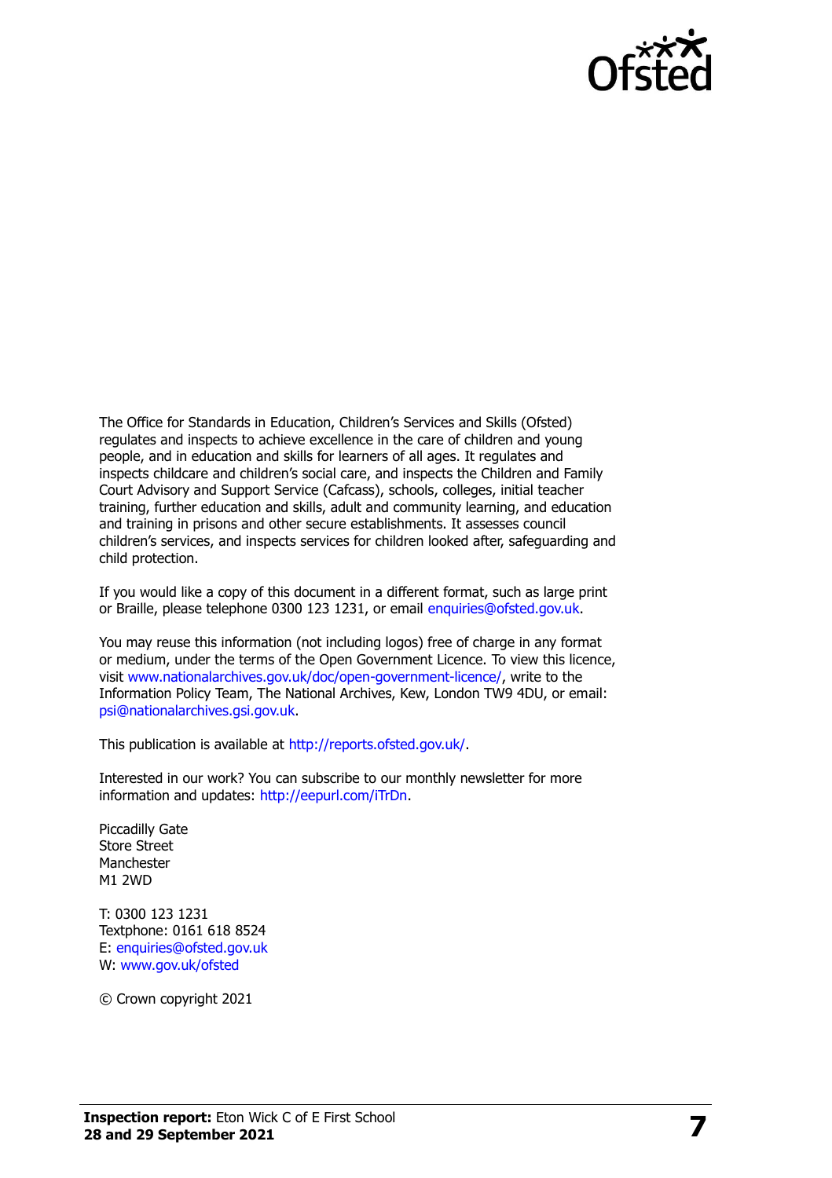The Office for Standards in Education, Children's Services and Skills (Ofsted) regulates and inspects to achieve excellence in the care of children and young people, and in education and skills for learners of all ages. It regulates and inspects childcare and children's social care, and inspects the Children and Family Court Advisory and Support Service (Cafcass), schools, colleges, initial teacher training, further education and skills, adult and community learning, and education and training in prisons and other secure establishments. It assesses council children's services, and inspects services for children looked after, safeguarding and child protection.

If you would like a copy of this document in a different format, such as large print or Braille, please telephone 0300 123 1231, or email enquiries@ofsted.gov.uk.

You may reuse this information (not including logos) free of charge in any format or medium, under the terms of the Open Government Licence. To view this licence, visit www.nationalarchives.gov.uk/doc/open-government-licence/, write to the Information Policy Team, The National Archives, Kew, London TW9 4DU, or email: psi@nationalarchives.gsi.gov.uk.

This publication is available at http://reports.ofsted.gov.uk/.

Interested in our work? You can subscribe to our monthly newsletter for more information and updates: http://eepurl.com/iTrDn.

Piccadilly Gate
Store Street
Manchester
M1 2WD

T: 0300 123 1231
Textphone: 0161 618 8524
E: enquiries@ofsted.gov.uk
W: www.gov.uk/ofsted

© Crown copyright 2021